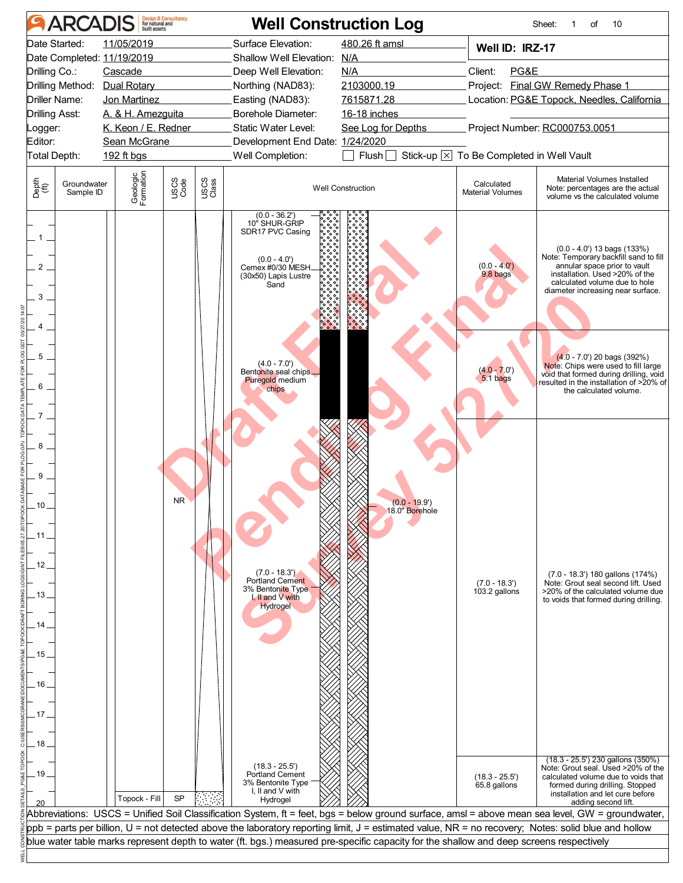# ARCADIS — Well Construction Log

**Well ID: IRZ-17**

| | | | |
|---|---|---|---|
| Date Started: | 11/05/2019 | Surface Elevation: | 480.26 ft amsl |
| Date Completed: | 11/19/2019 | Shallow Well Elevation: | N/A |
| Drilling Co.: | Cascade | Deep Well Elevation: | N/A |
| Drilling Method: | Dual Rotary | Northing (NAD83): | 2103000.19 |
| Driller Name: | Jon Martinez | Easting (NAD83): | 7615871.28 |
| Drilling Asst: | A. & H. Amezguita | Borehole Diameter: | 16-18 inches |
| Logger: | K. Keon / E. Redner | Static Water Level: | See Log for Depths |
| Editor: | Sean McGrane | Development End Date: | 1/24/2020 |
| Total Depth: | 192 ft bgs | Well Completion: | ☐ Flush ☐ Stick-up ☒ To Be Completed in Well Vault |

Client: PG&E
Project: Final GW Remedy Phase 1
Location: PG&E Topock, Needles, California
Project Number: RC000753.0051

| Depth (ft) | Groundwater Sample ID | Geologic Formation | USCS Code | USCS Class | Well Construction | Calculated Material Volumes | Material Volumes Installed (Note: percentages are the actual volume vs the calculated volume) |
|---|---|---|---|---|---|---|---|
| 0.0 - 36.2 | | | | | (0.0 - 36.2') 10" SHUR-GRIP SDR17 PVC Casing | | |
| 0.0 - 4.0 | | | | | (0.0 - 4.0') Cemex #0/30 MESH (30x50) Lapis Lustre Sand | (0.0 - 4.0') 9.8 bags | (0.0 - 4.0') 13 bags (133%) Note: Temporary backfill sand to fill annular space prior to vault installation. Used >20% of the calculated volume due to hole diameter increasing near surface. |
| 4.0 - 7.0 | | | | | (4.0 - 7.0') Bentonite seal chips Puregold medium chips | (4.0 - 7.0') 5.1 bags | (4.0 - 7.0') 20 bags (392%) Note: Chips were used to fill large void that formed during drilling, void resulted in the installation of >20% of the calculated volume. |
| 0.0 - 19.9 | | | NR | | (0.0 - 19.9') 18.0" Borehole | | |
| 7.0 - 18.3 | | | | | (7.0 - 18.3') Portland Cement 3% Bentonite Type I, II and V with Hydrogel | (7.0 - 18.3') 103.2 gallons | (7.0 - 18.3') 180 gallons (174%) Note: Grout seal second lift. Used >20% of the calculated volume due to voids that formed during drilling. |
| 18.3 - 25.5 | | | | | (18.3 - 25.5') Portland Cement 3% Bentonite Type I, II and V with Hydrogel | (18.3 - 25.5') 65.8 gallons | (18.3 - 25.5') 230 gallons (350%) Note: Grout seal. Used >20% of the calculated volume due to voids that formed during drilling. Stopped installation and let cure before adding second lift. |
| ~19.7 - 20 | | Topock - Fill | SP | | | | |

Abbreviations: USCS = Unified Soil Classification System, ft = feet, bgs = below ground surface, amsl = above mean sea level, GW = groundwater, ppb = parts per billion, U = not detected above the laboratory reporting limit, J = estimated value, NR = no recovery; Notes: solid blue and hollow blue water table marks represent depth to water (ft. bgs.) measured pre-specific capacity for the shallow and deep screens respectively

Draft Final - Pending Final Survey 5/27/20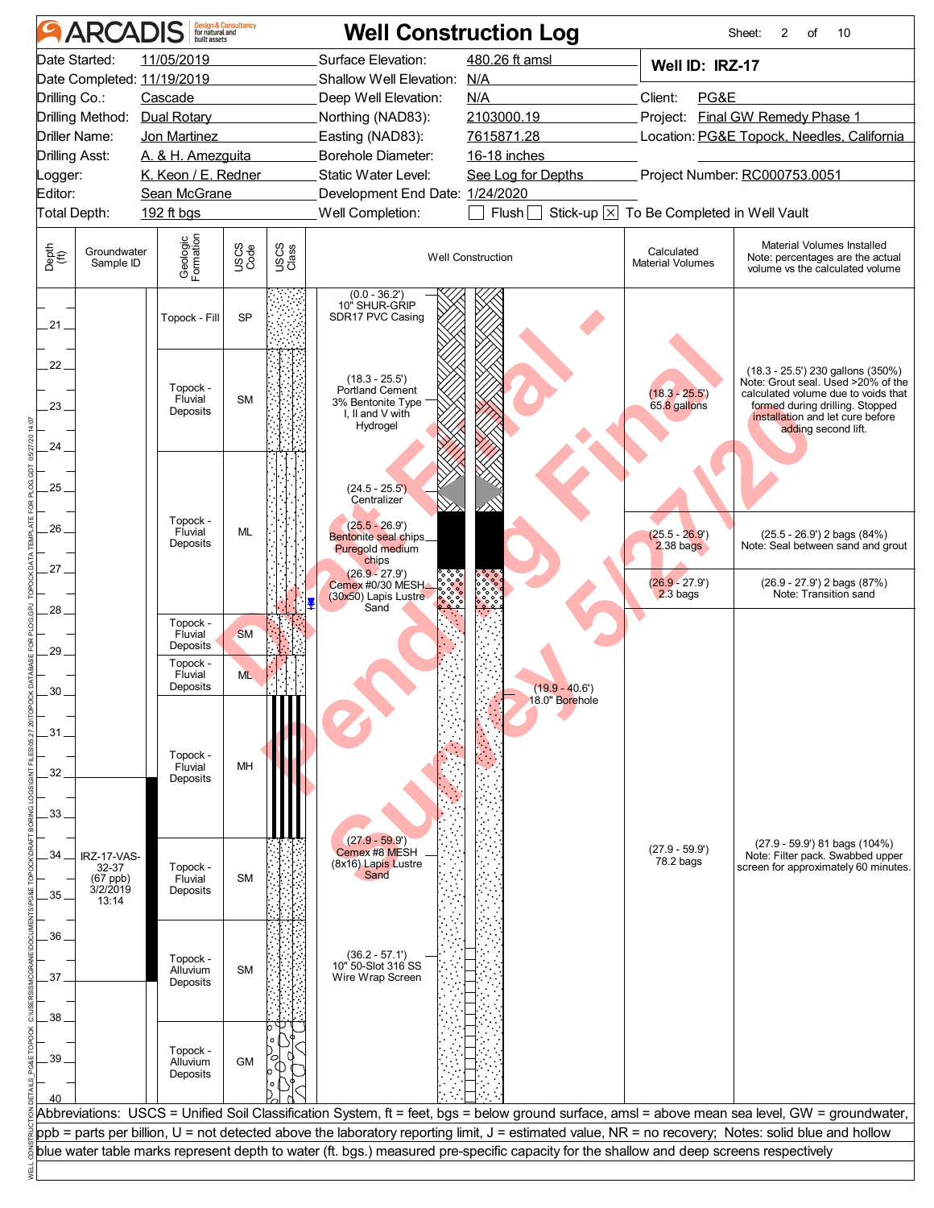# ARCADIS — Well Construction Log

Sheet: 2 of 10

| | | | |
|---|---|---|---|
| Date Started: 11/05/2019 | Surface Elevation: 480.26 ft amsl | **Well ID: IRZ-17** | |
| Date Completed: 11/19/2019 | Shallow Well Elevation: N/A | | |
| Drilling Co.: Cascade | Deep Well Elevation: N/A | Client: PG&E | |
| Drilling Method: Dual Rotary | Northing (NAD83): 2103000.19 | Project: Final GW Remedy Phase 1 | |
| Driller Name: Jon Martinez | Easting (NAD83): 7615871.28 | Location: PG&E Topock, Needles, California | |
| Drilling Asst: A. & H. Amezguita | Borehole Diameter: 16-18 inches | | |
| Logger: K. Keon / E. Redner | Static Water Level: See Log for Depths | Project Number: RC000753.0051 | |
| Editor: Sean McGrane | Development End Date: 1/24/2020 | | |
| Total Depth: 192 ft bgs | Well Completion: ☐ Flush ☐ Stick-up ☒ To Be Completed in Well Vault | | |

| Depth (ft) | Groundwater Sample ID | Geologic Formation | USCS Code |
|---|---|---|---|
| 20–21.5 | | Topock - Fill | SP |
| 21.5–24 | | Topock - Fluvial Deposits | SM |
| 24–28 | | Topock - Fluvial Deposits | ML |
| 28–29 | | Topock - Fluvial Deposits | SM |
| 29–30 | | Topock - Fluvial Deposits | ML |
| 30–33.5 | | Topock - Fluvial Deposits | MH |
| 33.5–35.5 | IRZ-17-VAS-32-37 (67 ppb) 3/2/2019 13:14 | Topock - Fluvial Deposits | SM |
| 35.5–38 | | Topock - Alluvium Deposits | SM |
| 38–40 | | Topock - Alluvium Deposits | GM |

## Well Construction

| Interval / Description | Calculated Material Volumes | Material Volumes Installed (Note: percentages are the actual volume vs the calculated volume) |
|---|---|---|
| (0.0 - 36.2') 10" SHUR-GRIP SDR17 PVC Casing | | |
| (18.3 - 25.5') Portland Cement 3% Bentonite Type I, II and V with Hydrogel | (18.3 - 25.5') 65.8 gallons | (18.3 - 25.5') 230 gallons (350%) Note: Grout seal. Used >20% of the calculated volume due to voids that formed during drilling. Stopped installation and let cure before adding second lift. |
| (24.5 - 25.5') Centralizer | | |
| (25.5 - 26.9') Bentonite seal chips Puregold medium chips | (25.5 - 26.9') 2.38 bags | (25.5 - 26.9') 2 bags (84%) Note: Seal between sand and grout |
| (26.9 - 27.9') Cemex #0/30 MESH (30x50) Lapis Lustre Sand | (26.9 - 27.9') 2.3 bags | (26.9 - 27.9') 2 bags (87%) Note: Transition sand |
| (19.9 - 40.6') 18.0" Borehole | | |
| (27.9 - 59.9') Cemex #8 MESH (8x16) Lapis Lustre Sand | (27.9 - 59.9') 78.2 bags | (27.9 - 59.9') 81 bags (104%) Note: Filter pack. Swabbed upper screen for approximately 60 minutes. |
| (36.2 - 57.1') 10" 50-Slot 316 SS Wire Wrap Screen | | |

Abbreviations: USCS = Unified Soil Classification System, ft = feet, bgs = below ground surface, amsl = above mean sea level, GW = groundwater, ppb = parts per billion, U = not detected above the laboratory reporting limit, J = estimated value, NR = no recovery; Notes: solid blue and hollow blue water table marks represent depth to water (ft. bgs.) measured pre-specific capacity for the shallow and deep screens respectively

Draft Final - Pending Final Survey 5/27/20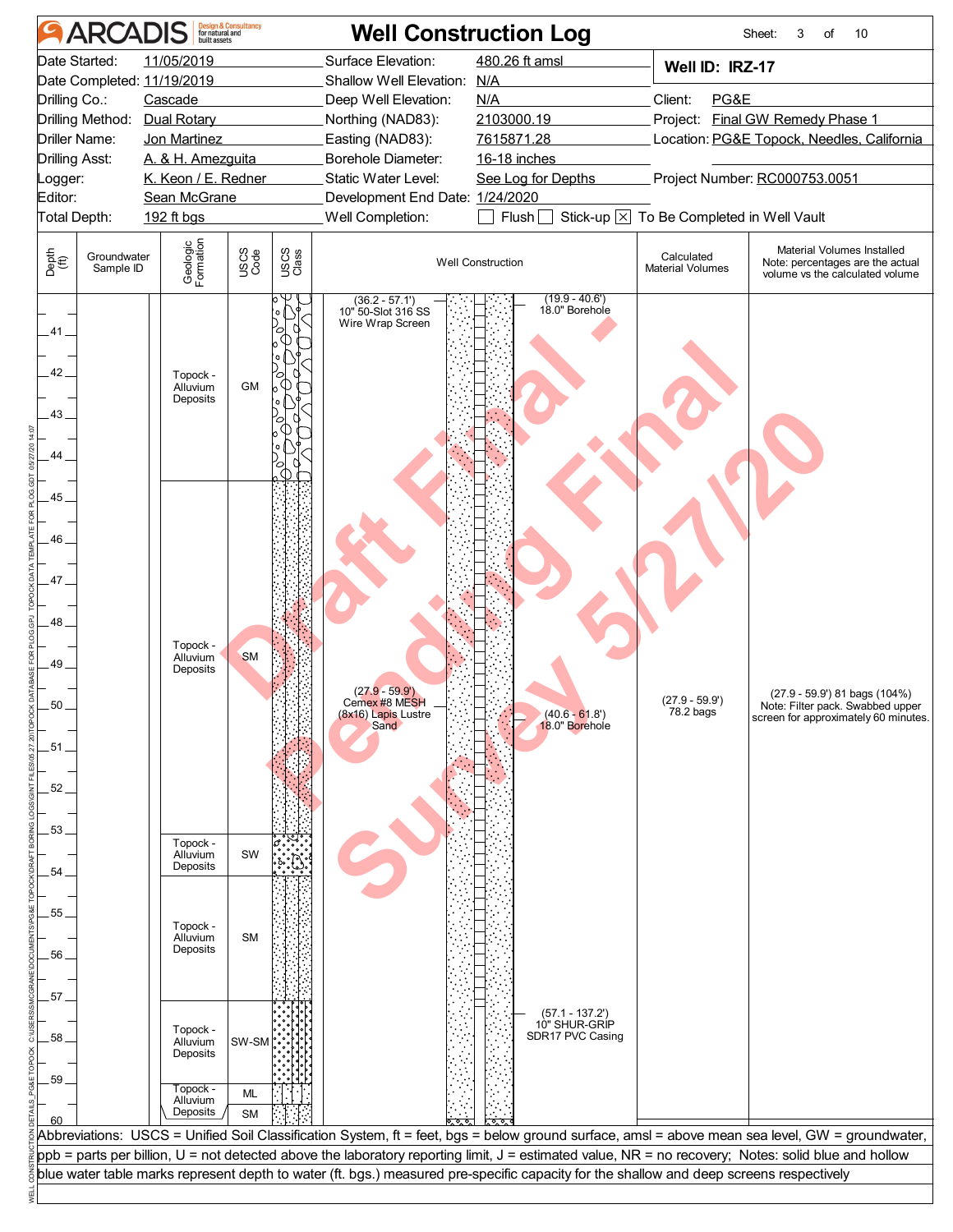# Well Construction Log

ARCADIS Design & Consultancy for natural and built assets

| | | | |
|---|---|---|---|
| Date Started: | 11/05/2019 | Surface Elevation: | 480.26 ft amsl |
| Date Completed: | 11/19/2019 | Shallow Well Elevation: | N/A |
| Drilling Co.: | Cascade | Deep Well Elevation: | N/A |
| Drilling Method: | Dual Rotary | Northing (NAD83): | 2103000.19 |
| Driller Name: | Jon Martinez | Easting (NAD83): | 7615871.28 |
| Drilling Asst: | A. & H. Amezguita | Borehole Diameter: | 16-18 inches |
| Logger: | K. Keon / E. Redner | Static Water Level: | See Log for Depths |
| Editor: | Sean McGrane | Development End Date: | 1/24/2020 |
| Total Depth: | 192 ft bgs | Well Completion: | ☐ Flush ☐ Stick-up ☒ To Be Completed in Well Vault |

**Well ID: IRZ-17**

Client: PG&E
Project: Final GW Remedy Phase 1
Location: PG&E Topock, Needles, California
Project Number: RC000753.0051

| Depth (ft) | Groundwater Sample ID | Geologic Formation | USCS Code | Well Construction | Calculated Material Volumes | Material Volumes Installed (Note: percentages are the actual volume vs the calculated volume) |
|---|---|---|---|---|---|---|
| 40–44.5 | | Topock - Alluvium Deposits | GM | (36.2 - 57.1') 10" 50-Slot 316 SS Wire Wrap Screen; (19.9 - 40.6') 18.0" Borehole | | |
| 44.5–53 | | Topock - Alluvium Deposits | SM | (27.9 - 59.9') Cemex #8 MESH (8x16) Lapis Lustre Sand; (40.6 - 61.8') 18.0" Borehole | (27.9 - 59.9') 78.2 bags | (27.9 - 59.9') 81 bags (104%) Note: Filter pack. Swabbed upper screen for approximately 60 minutes. |
| 53–54 | | Topock - Alluvium Deposits | SW | | | |
| 54–57 | | Topock - Alluvium Deposits | SM | | | |
| 57–59 | | Topock - Alluvium Deposits | SW-SM | (57.1 - 137.2') 10" SHUR-GRIP SDR17 PVC Casing | | |
| 59–59.5 | | Topock - Alluvium Deposits | ML | | | |
| 59.5–60 | | Topock - Alluvium Deposits | SM | | | |

Abbreviations: USCS = Unified Soil Classification System, ft = feet, bgs = below ground surface, amsl = above mean sea level, GW = groundwater, ppb = parts per billion, U = not detected above the laboratory reporting limit, J = estimated value, NR = no recovery; Notes: solid blue and hollow blue water table marks represent depth to water (ft. bgs.) measured pre-specific capacity for the shallow and deep screens respectively

Draft Final - Pending Final Survey 5/27/20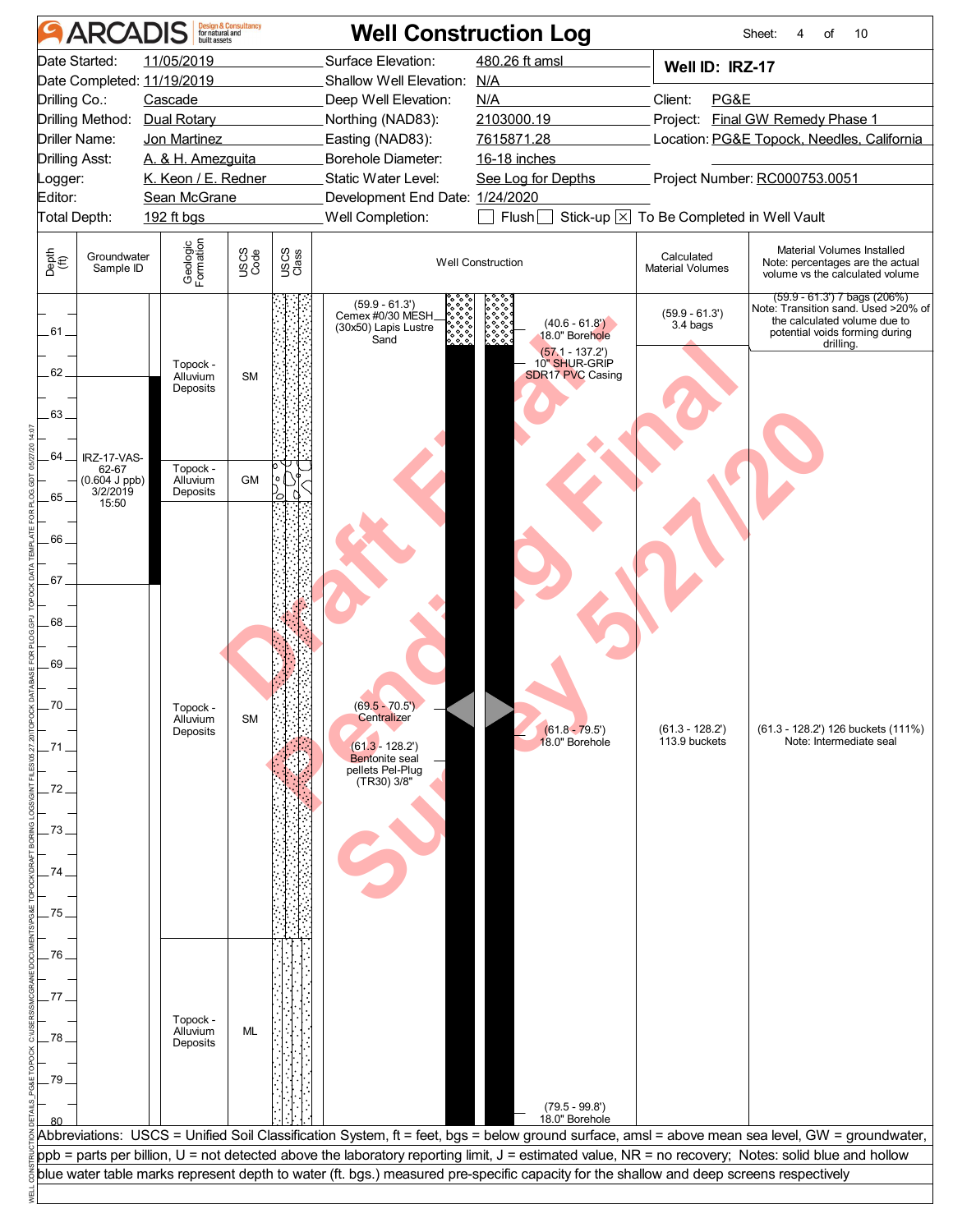# ARCADIS — Well Construction Log

Sheet: 4 of 10

| | | | | | |
|---|---|---|---|---|---|
| Date Started: | 11/05/2019 | Surface Elevation: | 480.26 ft amsl | **Well ID: IRZ-17** | |
| Date Completed: | 11/19/2019 | Shallow Well Elevation: | N/A | | |
| Drilling Co.: | Cascade | Deep Well Elevation: | N/A | Client: | PG&E |
| Drilling Method: | Dual Rotary | Northing (NAD83): | 2103000.19 | Project: | Final GW Remedy Phase 1 |
| Driller Name: | Jon Martinez | Easting (NAD83): | 7615871.28 | Location: | PG&E Topock, Needles, California |
| Drilling Asst: | A. & H. Amezguita | Borehole Diameter: | 16-18 inches | | |
| Logger: | K. Keon / E. Redner | Static Water Level: | See Log for Depths | Project Number: | RC000753.0051 |
| Editor: | Sean McGrane | Development End Date: | 1/24/2020 | | |
| Total Depth: | 192 ft bgs | Well Completion: | ☐ Flush ☐ Stick-up ☒ To Be Completed in Well Vault | | |

| Depth (ft) | Groundwater Sample ID | Geologic Formation | USCS Code | Well Construction | Calculated Material Volumes | Material Volumes Installed (Note: percentages are the actual volume vs the calculated volume) |
|---|---|---|---|---|---|---|
| 61–64 | | Topock - Alluvium Deposits | SM | (59.9 - 61.3') Cemex #0/30 MESH (30x50) Lapis Lustre Sand; (40.6 - 61.8') 18.0" Borehole; (57.1 - 137.2') 10" SHUR-GRIP SDR17 PVC Casing | (59.9 - 61.3') 3.4 bags | (59.9 - 61.3') 7 bags (206%) Note: Transition sand. Used >20% of the calculated volume due to potential voids forming during drilling. |
| 64–65 | IRZ-17-VAS-62-67 (0.604 J ppb) 3/2/2019 15:50 | Topock - Alluvium Deposits | GM | | | |
| 65–75.5 | | Topock - Alluvium Deposits | SM | (69.5 - 70.5') Centralizer; (61.3 - 128.2') Bentonite seal pellets Pel-Plug (TR30) 3/8"; (61.8 - 79.5') 18.0" Borehole | (61.3 - 128.2') 113.9 buckets | (61.3 - 128.2') 126 buckets (111%) Note: Intermediate seal |
| 75.5–80 | | Topock - Alluvium Deposits | ML | (79.5 - 99.8') 18.0" Borehole | | |

Abbreviations: USCS = Unified Soil Classification System, ft = feet, bgs = below ground surface, amsl = above mean sea level, GW = groundwater, ppb = parts per billion, U = not detected above the laboratory reporting limit, J = estimated value, NR = no recovery; Notes: solid blue and hollow blue water table marks represent depth to water (ft. bgs.) measured pre-specific capacity for the shallow and deep screens respectively

Draft Final Pending Survey 5/27/20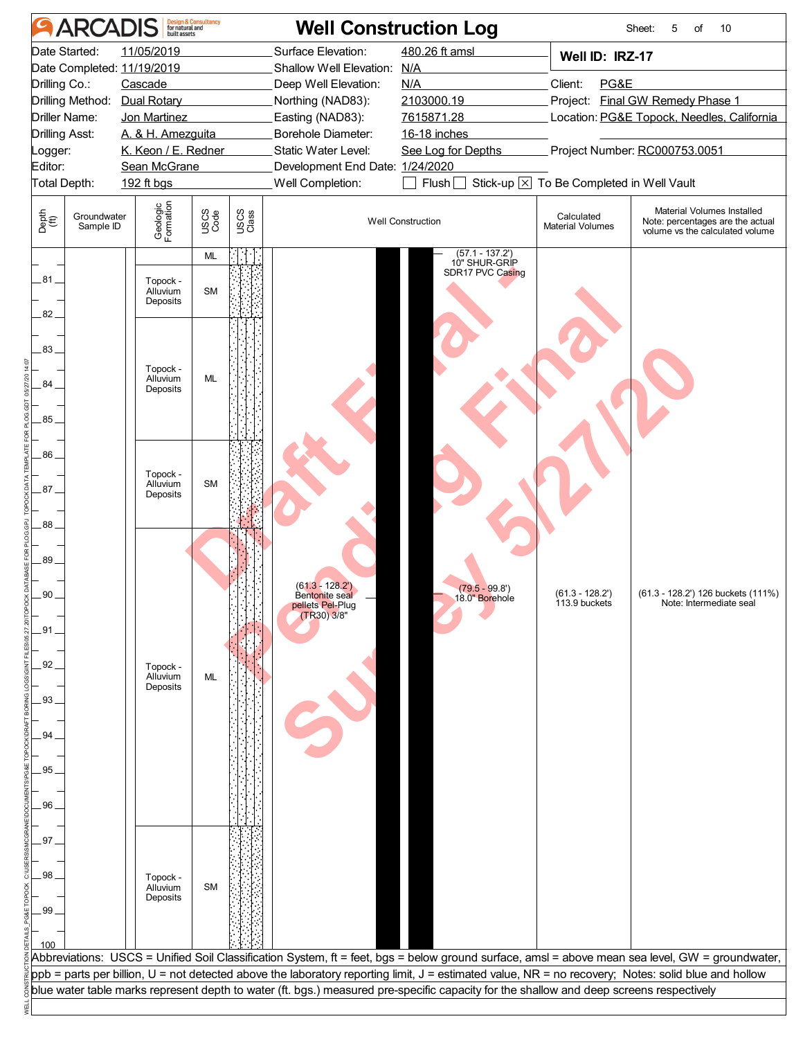# ARCADIS — Well Construction Log

Sheet: 5 of 10

| | | | |
|---|---|---|---|
| Date Started: | 11/05/2019 | Surface Elevation: | 480.26 ft amsl |
| Date Completed: | 11/19/2019 | Shallow Well Elevation: | N/A |
| Drilling Co.: | Cascade | Deep Well Elevation: | N/A |
| Drilling Method: | Dual Rotary | Northing (NAD83): | 2103000.19 |
| Driller Name: | Jon Martinez | Easting (NAD83): | 7615871.28 |
| Drilling Asst: | A. & H. Amezguita | Borehole Diameter: | 16-18 inches |
| Logger: | K. Keon / E. Redner | Static Water Level: | See Log for Depths |
| Editor: | Sean McGrane | Development End Date: | 1/24/2020 |
| Total Depth: | 192 ft bgs | Well Completion: | ☐ Flush ☐ Stick-up ☒ To Be Completed in Well Vault |

**Well ID: IRZ-17**

Client: PG&E
Project: Final GW Remedy Phase 1
Location: PG&E Topock, Needles, California
Project Number: RC000753.0051

| Depth (ft) | Groundwater Sample ID | Geologic Formation | USCS Code | Well Construction | Calculated Material Volumes | Material Volumes Installed (Note: percentages are the actual volume vs the calculated volume) |
|---|---|---|---|---|---|---|
| 80–80.5 | | | ML | (57.1 - 137.2') 10" SHUR-GRIP SDR17 PVC Casing | | |
| 80.5–82 | | Topock - Alluvium Deposits | SM | | | |
| 82–85.5 | | Topock - Alluvium Deposits | ML | | | |
| 85.5–88 | | Topock - Alluvium Deposits | SM | | | |
| 88–96.5 | | Topock - Alluvium Deposits | ML | (61.3 - 128.2') Bentonite seal pellets Pel-Plug (TR30) 3/8"; (79.5 - 99.8') 18.0" Borehole | (61.3 - 128.2') 113.9 buckets | (61.3 - 128.2') 126 buckets (111%) Note: Intermediate seal |
| 96.5–100 | | Topock - Alluvium Deposits | SM | | | |

Abbreviations: USCS = Unified Soil Classification System, ft = feet, bgs = below ground surface, amsl = above mean sea level, GW = groundwater, ppb = parts per billion, U = not detected above the laboratory reporting limit, J = estimated value, NR = no recovery; Notes: solid blue and hollow blue water table marks represent depth to water (ft. bgs.) measured pre-specific capacity for the shallow and deep screens respectively

Draft Final - Pending Final Survey 5/27/20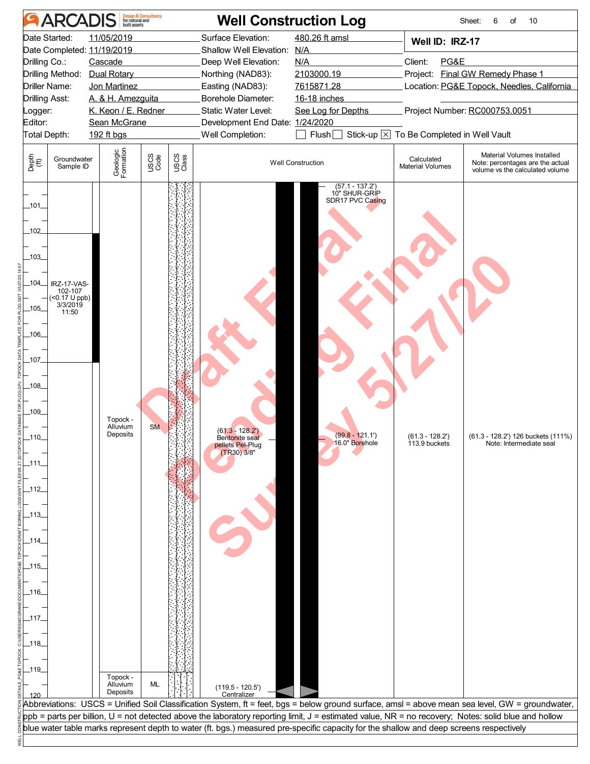# Well Construction Log

ARCADIS Design & Consultancy for natural and built assets

| | | | | | |
|---|---|---|---|---|---|
| Date Started: | 11/05/2019 | Surface Elevation: | 480.26 ft amsl | **Well ID: IRZ-17** | |
| Date Completed: | 11/19/2019 | Shallow Well Elevation: | N/A | | |
| Drilling Co.: | Cascade | Deep Well Elevation: | N/A | Client: | PG&E |
| Drilling Method: | Dual Rotary | Northing (NAD83): | 2103000.19 | Project: | Final GW Remedy Phase 1 |
| Driller Name: | Jon Martinez | Easting (NAD83): | 7615871.28 | Location: | PG&E Topock, Needles, California |
| Drilling Asst: | A. & H. Amezguita | Borehole Diameter: | 16-18 inches | | |
| Logger: | K. Keon / E. Redner | Static Water Level: | See Log for Depths | Project Number: | RC000753.0051 |
| Editor: | Sean McGrane | Development End Date: | 1/24/2020 | | |
| Total Depth: | 192 ft bgs | Well Completion: | ☐ Flush ☐ Stick-up ☒ To Be Completed in Well Vault | | |

| Depth (ft) | Groundwater Sample ID | Geologic Formation | USCS Code | USCS Class | Well Construction | Calculated Material Volumes | Material Volumes Installed Note: percentages are the actual volume vs the calculated volume |
|---|---|---|---|---|---|---|---|
| 101–102 | | | | | (57.1 - 137.2') 10" SHUR-GRIP SDR17 PVC Casing | | |
| 102–107 | IRZ-17-VAS-102-107 (<0.17 U ppb) 3/3/2019 11:50 | | | | | | |
| 107–119 | | Topock - Alluvium Deposits | SM | | (61.3 - 128.2') Bentonite seal pellets Pel-Plug (TR30) 3/8"; (99.8 - 121.1') 16.0" Borehole | (61.3 - 128.2') 113.9 buckets | (61.3 - 128.2') 126 buckets (111%) Note: Intermediate seal |
| 119–120 | | Topock - Alluvium Deposits | ML | | (119.5 - 120.5') Centralizer | | |

Abbreviations: USCS = Unified Soil Classification System, ft = feet, bgs = below ground surface, amsl = above mean sea level, GW = groundwater, ppb = parts per billion, U = not detected above the laboratory reporting limit, J = estimated value, NR = no recovery; Notes: solid blue and hollow blue water table marks represent depth to water (ft. bgs.) measured pre-specific capacity for the shallow and deep screens respectively

Draft Final - Pending Final Survey 5/27/20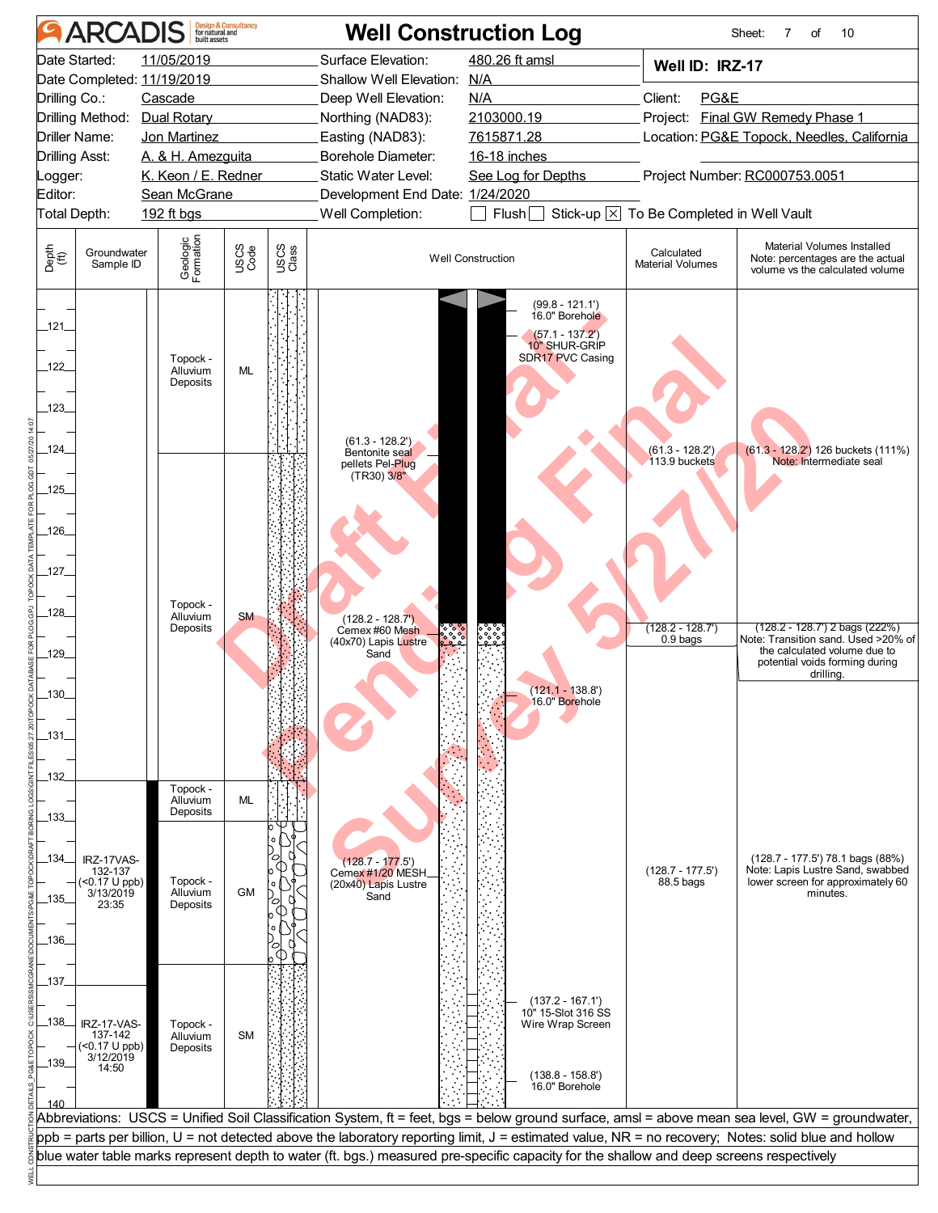# Well Construction Log

ARCADIS Design & Consultancy for natural and built assets

| | | | | | |
|---|---|---|---|---|---|
| Date Started: | 11/05/2019 | Surface Elevation: | 480.26 ft amsl | **Well ID: IRZ-17** | |
| Date Completed: | 11/19/2019 | Shallow Well Elevation: | N/A | | |
| Drilling Co.: | Cascade | Deep Well Elevation: | N/A | Client: | PG&E |
| Drilling Method: | Dual Rotary | Northing (NAD83): | 2103000.19 | Project: | Final GW Remedy Phase 1 |
| Driller Name: | Jon Martinez | Easting (NAD83): | 7615871.28 | Location: | PG&E Topock, Needles, California |
| Drilling Asst: | A. & H. Amezguita | Borehole Diameter: | 16-18 inches | | |
| Logger: | K. Keon / E. Redner | Static Water Level: | See Log for Depths | Project Number: | RC000753.0051 |
| Editor: | Sean McGrane | Development End Date: | 1/24/2020 | | |
| Total Depth: | 192 ft bgs | Well Completion: | ☐ Flush ☐ Stick-up ☒ To Be Completed in Well Vault | | |

| Depth (ft) | Groundwater Sample ID | Geologic Formation | USCS Code | Well Construction | Calculated Material Volumes | Material Volumes Installed (Note: percentages are the actual volume vs the calculated volume) |
|---|---|---|---|---|---|---|
| 121–124 | | Topock - Alluvium Deposits | ML | (99.8 - 121.1') 16.0" Borehole; (57.1 - 137.2') 10" SHUR-GRIP SDR17 PVC Casing; (61.3 - 128.2') Bentonite seal pellets Pel-Plug (TR30) 3/8" | (61.3 - 128.2') 113.9 buckets | (61.3 - 128.2') 126 buckets (111%) Note: Intermediate seal |
| 124–132 | | Topock - Alluvium Deposits | SM | (128.2 - 128.7') Cemex #60 Mesh (40x70) Lapis Lustre Sand; (121.1 - 138.8') 16.0" Borehole | (128.2 - 128.7') 0.9 bags | (128.2 - 128.7') 2 bags (222%) Note: Transition sand. Used >20% of the calculated volume due to potential voids forming during drilling. |
| 132–133 | | Topock - Alluvium Deposits | ML | | | |
| 133–137 | IRZ-17VAS-132-137 (<0.17 U ppb) 3/13/2019 23:35 | Topock - Alluvium Deposits | GM | (128.7 - 177.5') Cemex #1/20 MESH (20x40) Lapis Lustre Sand | (128.7 - 177.5') 88.5 bags | (128.7 - 177.5') 78.1 bags (88%) Note: Lapis Lustre Sand, swabbed lower screen for approximately 60 minutes. |
| 137–140 | IRZ-17-VAS-137-142 (<0.17 U ppb) 3/12/2019 14:50 | Topock - Alluvium Deposits | SM | (137.2 - 167.1') 10" 15-Slot 316 SS Wire Wrap Screen; (138.8 - 158.8') 16.0" Borehole | | |

Abbreviations: USCS = Unified Soil Classification System, ft = feet, bgs = below ground surface, amsl = above mean sea level, GW = groundwater, ppb = parts per billion, U = not detected above the laboratory reporting limit, J = estimated value, NR = no recovery; Notes: solid blue and hollow blue water table marks represent depth to water (ft. bgs.) measured pre-specific capacity for the shallow and deep screens respectively

Draft Final Pending Survey 5/27/20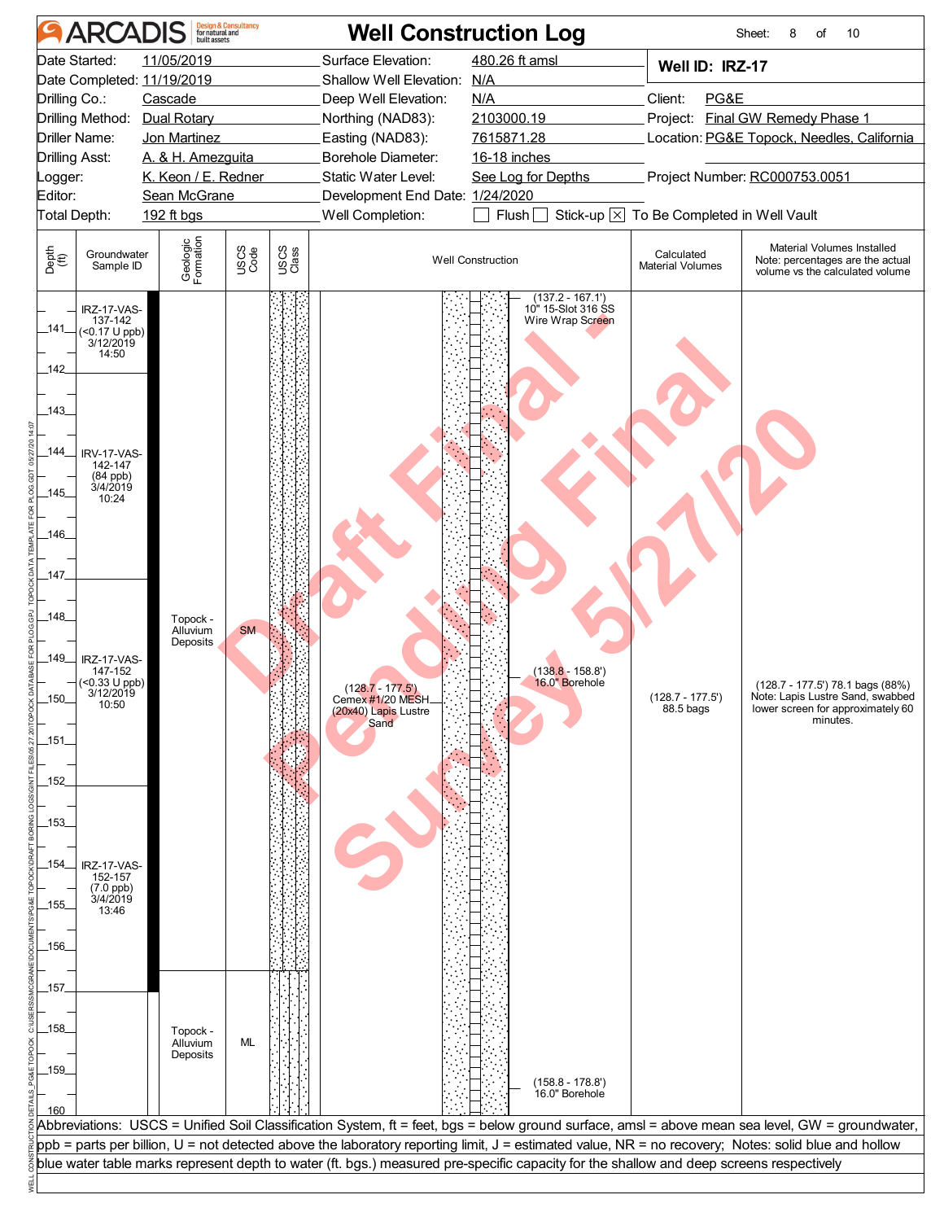# Well Construction Log

ARCADIS Design & Consultancy for natural and built assets

Sheet: 8 of 10

| | | | |
|---|---|---|---|
| Date Started: | 11/05/2019 | Surface Elevation: | 480.26 ft amsl |
| Date Completed: | 11/19/2019 | Shallow Well Elevation: | N/A |
| Drilling Co.: | Cascade | Deep Well Elevation: | N/A |
| Drilling Method: | Dual Rotary | Northing (NAD83): | 2103000.19 |
| Driller Name: | Jon Martinez | Easting (NAD83): | 7615871.28 |
| Drilling Asst: | A. & H. Amezguita | Borehole Diameter: | 16-18 inches |
| Logger: | K. Keon / E. Redner | Static Water Level: | See Log for Depths |
| Editor: | Sean McGrane | Development End Date: | 1/24/2020 |
| Total Depth: | 192 ft bgs | Well Completion: | ☐ Flush ☐ Stick-up ☒ To Be Completed in Well Vault |

**Well ID: IRZ-17**

Client: PG&E
Project: Final GW Remedy Phase 1
Location: PG&E Topock, Needles, California
Project Number: RC000753.0051

| Depth (ft) | Groundwater Sample ID | Geologic Formation | USCS Code | Well Construction | Calculated Material Volumes | Material Volumes Installed (Note: percentages are the actual volume vs the calculated volume) |
|---|---|---|---|---|---|---|
| 141 | IRZ-17-VAS-137-142 (<0.17 U ppb) 3/12/2019 14:50 | | | (137.2 - 167.1') 10" 15-Slot 316 SS Wire Wrap Screen | | |
| 144–145 | IRV-17-VAS-142-147 (84 ppb) 3/4/2019 10:24 | | | | | |
| 148–150 | IRZ-17-VAS-147-152 (<0.33 U ppb) 3/12/2019 10:50 | Topock - Alluvium Deposits | SM | (128.7 - 177.5') Cemex #1/20 MESH (20x40) Lapis Lustre Sand; (138.8 - 158.8') 16.0" Borehole | (128.7 - 177.5') 88.5 bags | (128.7 - 177.5') 78.1 bags (88%) Note: Lapis Lustre Sand, swabbed lower screen for approximately 60 minutes. |
| 154–155 | IRZ-17-VAS-152-157 (7.0 ppb) 3/4/2019 13:46 | | | | | |
| 157–160 | | Topock - Alluvium Deposits | ML | (158.8 - 178.8') 16.0" Borehole | | |

Draft Final - Pending Final Survey 5/27/20

Abbreviations: USCS = Unified Soil Classification System, ft = feet, bgs = below ground surface, amsl = above mean sea level, GW = groundwater, ppb = parts per billion, U = not detected above the laboratory reporting limit, J = estimated value, NR = no recovery; Notes: solid blue and hollow blue water table marks represent depth to water (ft. bgs.) measured pre-specific capacity for the shallow and deep screens respectively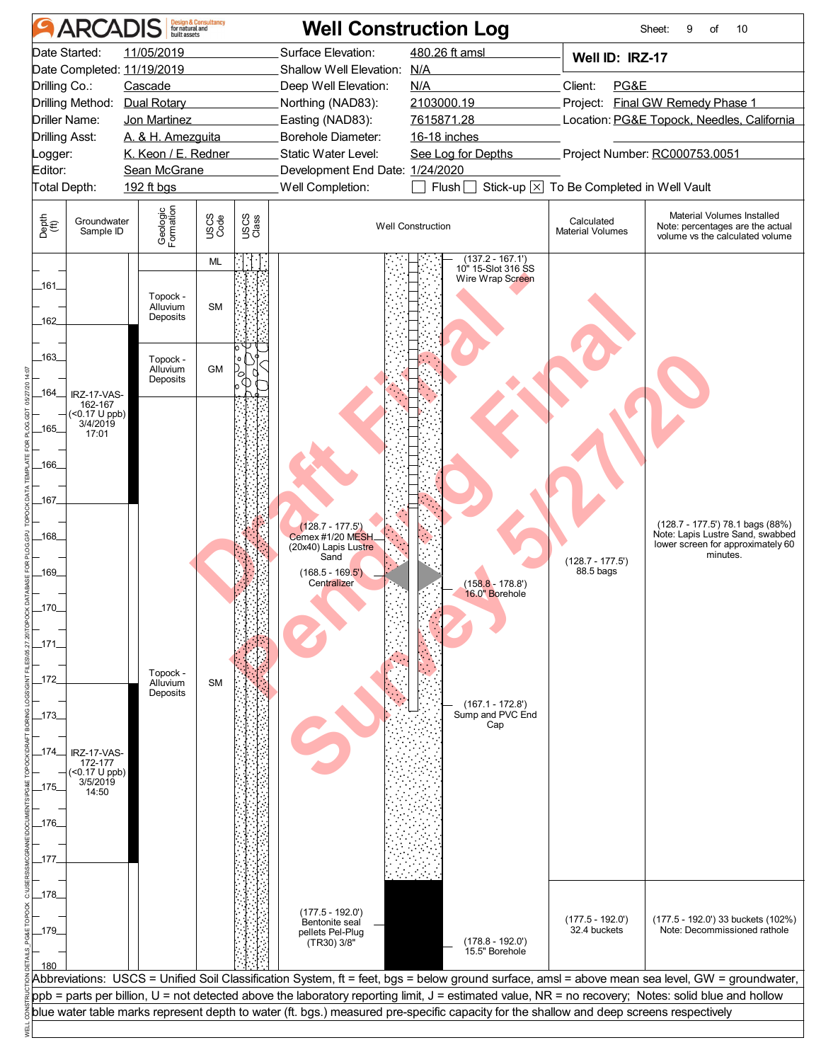# ARCADIS Well Construction Log

| | | | |
|---|---|---|---|
| Date Started: | 11/05/2019 | Surface Elevation: | 480.26 ft amsl |
| Date Completed: | 11/19/2019 | Shallow Well Elevation: | N/A |
| Drilling Co.: | Cascade | Deep Well Elevation: | N/A |
| Drilling Method: | Dual Rotary | Northing (NAD83): | 2103000.19 |
| Driller Name: | Jon Martinez | Easting (NAD83): | 7615871.28 |
| Drilling Asst: | A. & H. Amezquita | Borehole Diameter: | 16-18 inches |
| Logger: | K. Keon / E. Redner | Static Water Level: | See Log for Depths |
| Editor: | Sean McGrane | Development End Date: | 1/24/2020 |
| Total Depth: | 192 ft bgs | Well Completion: | ☐ Flush ☐ Stick-up ☒ To Be Completed in Well Vault |

**Well ID: IRZ-17**

Client: PG&E
Project: Final GW Remedy Phase 1
Location: PG&E Topock, Needles, California
Project Number: RC000753.0051

| Depth (ft) | Groundwater Sample ID | Geologic Formation | USCS Code | Well Construction | Calculated Material Volumes | Material Volumes Installed (Note: percentages are the actual volume vs the calculated volume) |
|---|---|---|---|---|---|---|
| 160–161 | | | ML | (137.2 - 167.1') 10" 15-Slot 316 SS Wire Wrap Screen | | |
| 161–162.5 | | Topock - Alluvium Deposits | SM | | | |
| 162.5–164 | IRZ-17-VAS-162-167 (<0.17 U ppb) 3/4/2019 17:01 | Topock - Alluvium Deposits | GM | | | |
| 164–167 | | | | | | |
| 167–177 | IRZ-17-VAS-172-177 (<0.17 U ppb) 3/5/2019 14:50 | Topock - Alluvium Deposits | SM | (128.7 - 177.5') Cemex #1/20 MESH (20x40) Lapis Lustre Sand; (168.5 - 169.5') Centralizer; (158.8 - 178.8') 16.0" Borehole; (167.1 - 172.8') Sump and PVC End Cap | (128.7 - 177.5') 88.5 bags | (128.7 - 177.5') 78.1 bags (88%) Note: Lapis Lustre Sand, swabbed lower screen for approximately 60 minutes. |
| 177.5–180 | | | | (177.5 - 192.0') Bentonite seal pellets Pel-Plug (TR30) 3/8"; (178.8 - 192.0') 15.5" Borehole | (177.5 - 192.0') 32.4 buckets | (177.5 - 192.0') 33 buckets (102%) Note: Decommissioned rathole |

Abbreviations: USCS = Unified Soil Classification System, ft = feet, bgs = below ground surface, amsl = above mean sea level, GW = groundwater, ppb = parts per billion, U = not detected above the laboratory reporting limit, J = estimated value, NR = no recovery; Notes: solid blue and hollow blue water table marks represent depth to water (ft. bgs.) measured pre-specific capacity for the shallow and deep screens respectively

Draft Final - Pending Final Survey 5/27/20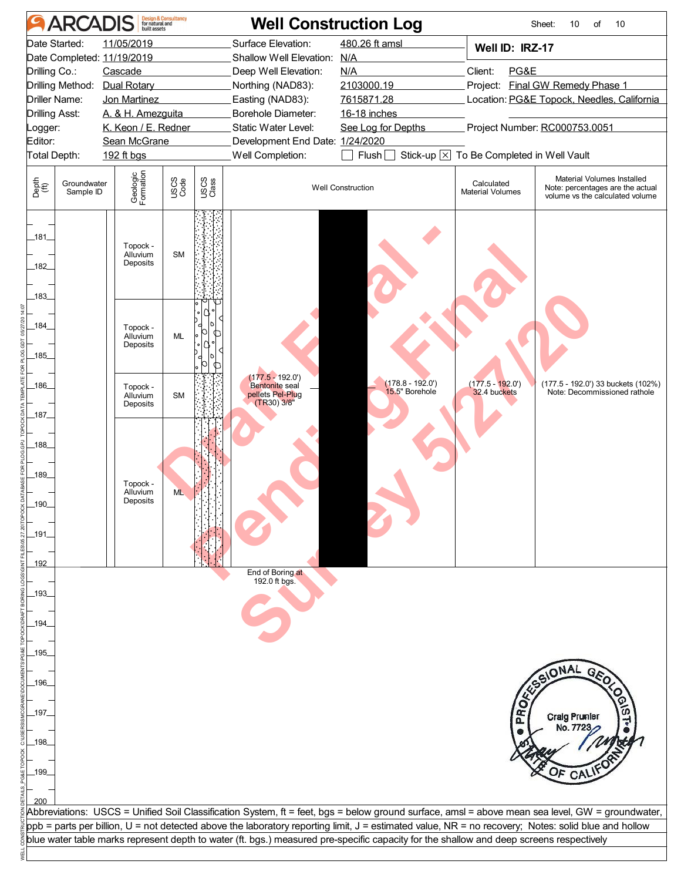# ARCADIS — Well Construction Log

Sheet: 10 of 10

| | | | |
|---|---|---|---|
| Date Started: | 11/05/2019 | Surface Elevation: | 480.26 ft amsl |
| Date Completed: | 11/19/2019 | Shallow Well Elevation: | N/A |
| Drilling Co.: | Cascade | Deep Well Elevation: | N/A |
| Drilling Method: | Dual Rotary | Northing (NAD83): | 2103000.19 |
| Driller Name: | Jon Martinez | Easting (NAD83): | 7615871.28 |
| Drilling Asst: | A. & H. Amezguita | Borehole Diameter: | 16-18 inches |
| Logger: | K. Keon / E. Redner | Static Water Level: | See Log for Depths |
| Editor: | Sean McGrane | Development End Date: | 1/24/2020 |
| Total Depth: | 192 ft bgs | Well Completion: | ☐ Flush ☐ Stick-up ☒ To Be Completed in Well Vault |

**Well ID: IRZ-17**

Client: PG&E
Project: Final GW Remedy Phase 1
Location: PG&E Topock, Needles, California
Project Number: RC000753.0051

| Depth (ft) | Groundwater Sample ID | Geologic Formation | USCS Code | USCS Class | Well Construction | Calculated Material Volumes | Material Volumes Installed (Note: percentages are the actual volume vs the calculated volume) |
|---|---|---|---|---|---|---|---|
| 180–183 | | Topock - Alluvium Deposits | SM | | | | |
| 183–185.5 | | Topock - Alluvium Deposits | ML | | | | |
| 185.5–187 | | Topock - Alluvium Deposits | SM | | (177.5 - 192.0') Bentonite seal pellets Pel-Plug (TR30) 3/8"; (178.8 - 192.0') 15.5" Borehole | (177.5 - 192.0') 32.4 buckets | (177.5 - 192.0') 33 buckets (102%) Note: Decommissioned rathole |
| 187–192 | | Topock - Alluvium Deposits | ML | | | | |

End of Boring at 192.0 ft bgs.

Draft Final - Pending Final Survey 5/27/20

PROFESSIONAL GEOLOGIST — Craig Prunier No. 7723 — STATE OF CALIFORNIA

Abbreviations: USCS = Unified Soil Classification System, ft = feet, bgs = below ground surface, amsl = above mean sea level, GW = groundwater, ppb = parts per billion, U = not detected above the laboratory reporting limit, J = estimated value, NR = no recovery; Notes: solid blue and hollow blue water table marks represent depth to water (ft. bgs.) measured pre-specific capacity for the shallow and deep screens respectively